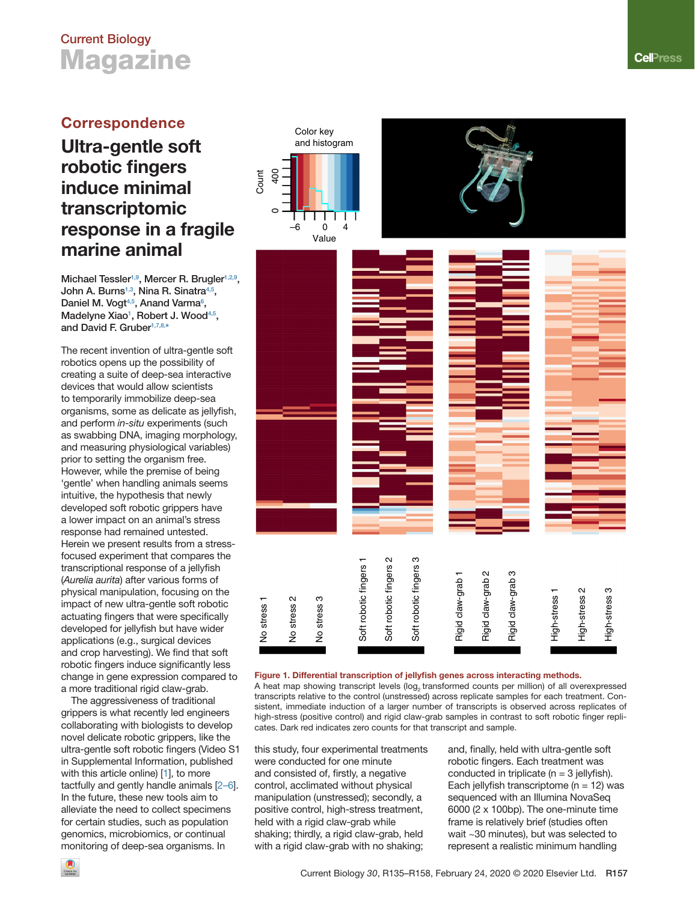## Correspondence

# Ultra-gentle soft robotic fingers induce minimal transcriptomic response in a fragile marine animal

Michael Tessler[1,9], Mercer R. Brugler[1,2,9], John A. Burns[1,3], Nina R. Sinatra[4,5], Daniel M. Vogt[4,5], Anand Varma[6], Madelyne Xiao[1], Robert J. Wood[4,5], and David F. Gruber[1,7,8,*]

The recent invention of ultra-gentle soft robotics opens up the possibility of creating a suite of deep-sea interactive devices that would allow scientists to temporarily immobilize deep-sea organisms, some as delicate as jellyfish, and perform *in-situ* experiments (such as swabbing DNA, imaging morphology, and measuring physiological variables) prior to setting the organism free. However, while the premise of being 'gentle' when handling animals seems intuitive, the hypothesis that newly developed soft robotic grippers have a lower impact on an animal's stress response had remained untested. Herein we present results from a stress-focused experiment that compares the transcriptional response of a jellyfish (*Aurelia aurita*) after various forms of physical manipulation, focusing on the impact of new ultra-gentle soft robotic actuating fingers that were specifically developed for jellyfish but have wider applications (e.g., surgical devices and crop harvesting). We find that soft robotic fingers induce significantly less change in gene expression compared to a more traditional rigid claw-grab.

The aggressiveness of traditional grippers is what recently led engineers collaborating with biologists to develop novel delicate robotic grippers, like the ultra-gentle soft robotic fingers (Video S1 in Supplemental Information, published with this article online) [1], to more tactfully and gently handle animals [2–6]. In the future, these new tools aim to alleviate the need to collect specimens for certain studies, such as population genomics, microbiomics, or continual monitoring of deep-sea organisms. In this study, four experimental treatments were conducted for one minute and consisted of, firstly, a negative control, acclimated without physical manipulation (unstressed); secondly, a positive control, high-stress treatment, held with a rigid claw-grab while shaking; thirdly, a rigid claw-grab, held with a rigid claw-grab with no shaking; and, finally, held with ultra-gentle soft robotic fingers. Each treatment was conducted in triplicate (n = 3 jellyfish). Each jellyfish transcriptome (n = 12) was sequenced with an Illumina NovaSeq 6000 (2 x 100bp). The one-minute time frame is relatively brief (studies often wait ~30 minutes), but was selected to represent a realistic minimum handling

**Figure 1. Differential transcription of jellyfish genes across interacting methods.**
A heat map showing transcript levels ($\log_2$ transformed counts per million) of all overexpressed transcripts relative to the control (unstressed) across replicate samples for each treatment. Consistent, immediate induction of a larger number of transcripts is observed across replicates of high-stress (positive control) and rigid claw-grab samples in contrast to soft robotic finger replicates. Dark red indicates zero counts for that transcript and sample.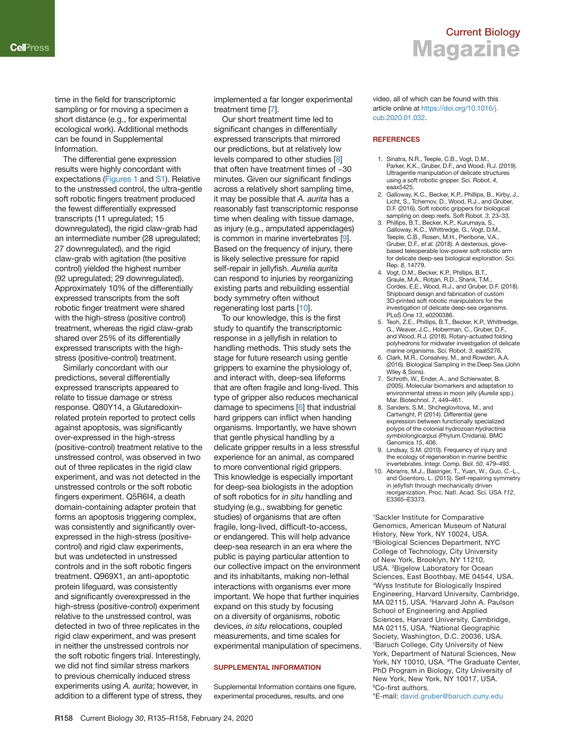time in the field for transcriptomic sampling or for moving a specimen a short distance (e.g., for experimental ecological work). Additional methods can be found in Supplemental Information.

The differential gene expression results were highly concordant with expectations (Figures 1 and S1). Relative to the unstressed control, the ultra-gentle soft robotic fingers treatment produced the fewest differentially expressed transcripts (11 upregulated; 15 downregulated), the rigid claw-grab had an intermediate number (28 upregulated; 27 downregulated), and the rigid claw-grab with agitation (the positive control) yielded the highest number (92 upregulated; 29 downregulated). Approximately 10% of the differentially expressed transcripts from the soft robotic finger treatment were shared with the high-stress (positive control) treatment, whereas the rigid claw-grab shared over 25% of its differentially expressed transcripts with the high-stress (positive-control) treatment.

Similarly concordant with our predictions, several differentially expressed transcripts appeared to relate to tissue damage or stress response. Q80Y14, a Glutaredoxin-related protein reported to protect cells against apoptosis, was significantly over-expressed in the high-stress (positive-control) treatment relative to the unstressed control, was observed in two out of three replicates in the rigid claw experiment, and was not detected in the unstressed controls or the soft robotic fingers experiment. Q5R6I4, a death domain-containing adapter protein that forms an apoptosis triggering complex, was consistently and significantly over-expressed in the high-stress (positive-control) and rigid claw experiments, but was undetected in unstressed controls and in the soft robotic fingers treatment. Q969X1, an anti-apoptotic protein lifeguard, was consistently and significantly overexpressed in the high-stress (positive-control) experiment relative to the unstressed control, was detected in two of three replicates in the rigid claw experiment, and was present in neither the unstressed controls nor the soft robotic fingers trial. Interestingly, we did not find similar stress markers to previous chemically induced stress experiments using *A. aurita*; however, in addition to a different type of stress, they implemented a far longer experimental treatment time [7].

Our short treatment time led to significant changes in differentially expressed transcripts that mirrored our predictions, but at relatively low levels compared to other studies [8] that often have treatment times of ~30 minutes. Given our significant findings across a relatively short sampling time, it may be possible that *A. aurita* has a reasonably fast transcriptomic response time when dealing with tissue damage, as injury (e.g., amputated appendages) is common in marine invertebrates [9]. Based on the frequency of injury, there is likely selective pressure for rapid self-repair in jellyfish. *Aurelia aurita* can respond to injuries by reorganizing existing parts and rebuilding essential body symmetry often without regenerating lost parts [10].

To our knowledge, this is the first study to quantify the transcriptomic response in a jellyfish in relation to handling methods. This study sets the stage for future research using gentle grippers to examine the physiology of, and interact with, deep-sea lifeforms that are often fragile and long-lived. This type of gripper also reduces mechanical damage to specimens [6] that industrial hard grippers can inflict when handing organisms. Importantly, we have shown that gentle physical handling by a delicate gripper results in a less stressful experience for an animal, as compared to more conventional rigid grippers. This knowledge is especially important for deep-sea biologists in the adoption of soft robotics for *in situ* handling and studying (e.g., swabbing for genetic studies) of organisms that are often fragile, long-lived, difficult-to-access, or endangered. This will help advance deep-sea research in an era where the public is paying particular attention to our collective impact on the environment and its inhabitants, making non-lethal interactions with organisms ever more important. We hope that further inquiries expand on this study by focusing on a diversity of organisms, robotic devices, *in situ* relocations, coupled measurements, and time scales for experimental manipulation of specimens.

## SUPPLEMENTAL INFORMATION

Supplemental Information contains one figure, experimental procedures, results, and one video, all of which can be found with this article online at https://doi.org/10.1016/j.cub.2020.01.032.

## REFERENCES

1. Sinatra, N.R., Teeple, C.B., Vogt, D.M., Parker, K.K., Gruber, D.F., and Wood, R.J. (2019). Ultragentle manipulation of delicate structures using a soft robotic gripper. Sci. Robot. *4*, eaax5425.
2. Galloway, K.C., Becker, K.P., Phillips, B., Kirby, J., Licht, S., Tchernov, D., Wood, R.J., and Gruber, D.F. (2016). Soft robotic grippers for biological sampling on deep reefs. Soft Robot. *3*, 23–33.
3. Phillips, B.T., Becker, K.P., Kurumaya, S., Galloway, K.C., Whittredge, G., Vogt, D.M., Teeple, C.B., Rosen, M.H., Pieribone, V.A., Gruber, D.F., *et al.* (2018). A dexterous, glove-based teleoperable low-power soft robotic arm for delicate deep-sea biological exploration. Sci. Rep. *8*, 14779.
4. Vogt, D.M., Becker, K.P., Phillips, B.T., Graule, M.A., Rotjan, R.D., Shank, T.M., Cordes, E.E., Wood, R.J., and Gruber, D.F. (2018). Shipboard design and fabrication of custom 3D-printed soft robotic manipulators for the investigation of delicate deep-sea organisms. PLoS One *13*, e0200386.
5. Teoh, Z.E., Phillips, B.T., Becker, K.P., Whittredge, G., Weaver, J.C., Hoberman, C., Gruber, D.F., and Wood, R.J. (2018). Rotary-actuated folding polyhedrons for midwater investigation of delicate marine organisms. Sci. Robot. *3*, eaat5276.
6. Clark, M.R., Consalvey, M., and Rowden, A.A. (2016). Biological Sampling in the Deep Sea (John Wiley & Sons).
7. Schroth, W., Ender, A., and Schierwater, B. (2005). Molecular biomarkers and adaptation to environmental stress in moon jelly (*Aurelia* spp.). Mar. Biotechnol. *7*, 449–461.
8. Sanders, S.M., Shcheglovitova, M., and Cartwright, P. (2014). Differential gene expression between functionally specialized polyps of the colonial hydrozoan *Hydractinia symbiolongicarpus* (Phylum Cnidaria). BMC Genomics *15*, 406.
9. Lindsay, S.M. (2010). Frequency of injury and the ecology of regeneration in marine benthic invertebrates. Integr. Comp. Biol. *50*, 479–493.
10. Abrams, M.J., Basinger, T., Yuan, W., Guo, C.-L., and Goentoro, L. (2015). Self-repairing symmetry in jellyfish through mechanically driven reorganization. Proc. Natl. Acad. Sci. USA *112*, E3365–E3373.

[1]Sackler Institute for Comparative Genomics, American Museum of Natural History, New York, NY 10024, USA. [2]Biological Sciences Department, NYC College of Technology, City University of New York, Brooklyn, NY 11210, USA. [3]Bigelow Laboratory for Ocean Sciences, East Boothbay, ME 04544, USA. [4]Wyss Institute for Biologically Inspired Engineering, Harvard University, Cambridge, MA 02115, USA. [5]Harvard John A. Paulson School of Engineering and Applied Sciences, Harvard University, Cambridge, MA 02115, USA. [6]National Geographic Society, Washington, D.C. 20036, USA. [7]Baruch College, City University of New York, Department of Natural Sciences, New York, NY 10010, USA. [8]The Graduate Center, PhD Program in Biology, City University of New York, New York, NY 10017, USA. [9]Co-first authors.
*E-mail: david.gruber@baruch.cuny.edu